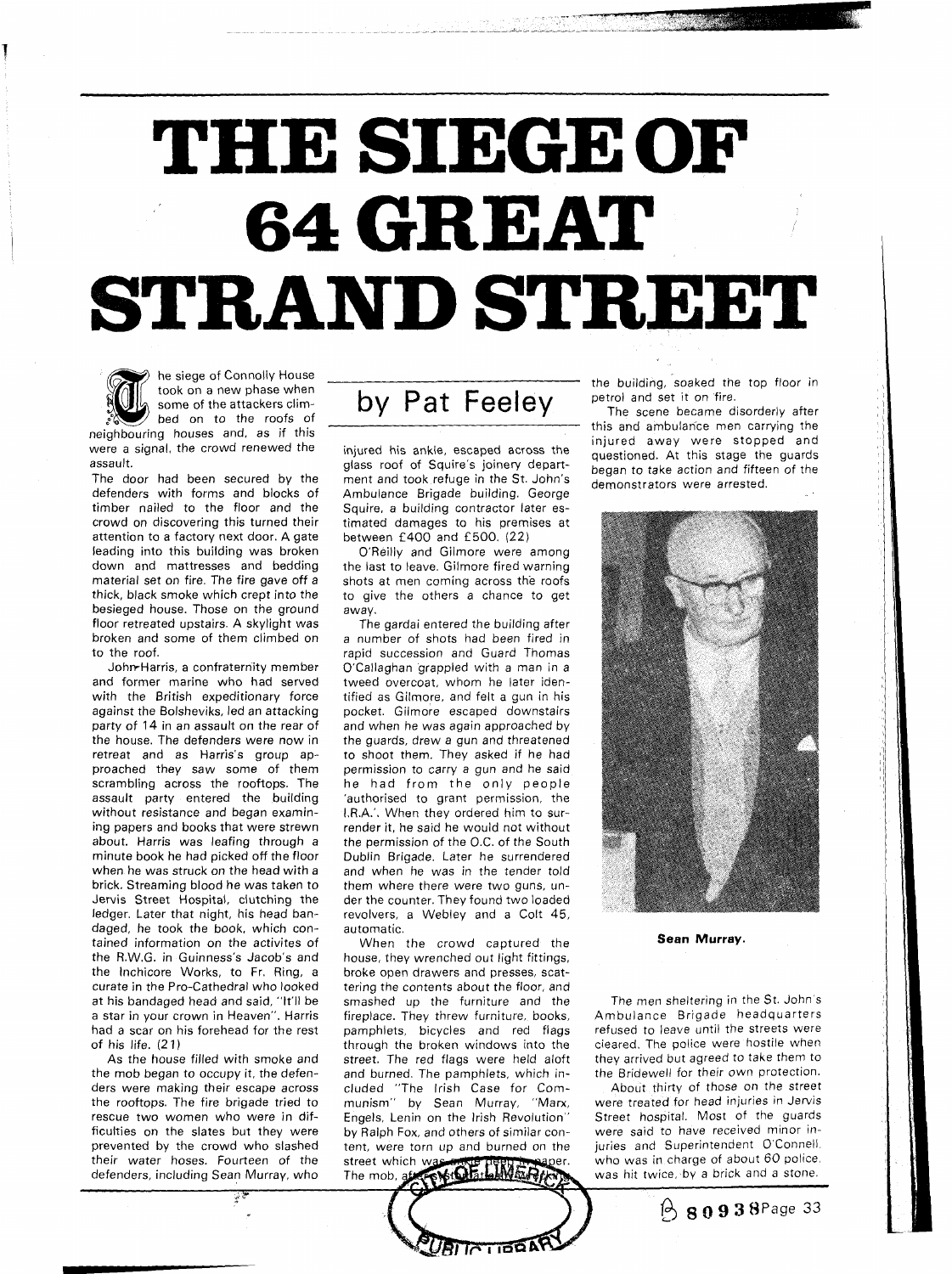# THE SIEGE OF 64 GREAT STRAND STREET

by Pat Feeley

The siege of Connolly House took on a new phase when some of the attackers climbed on to the roofs of neighbouring houses and, as if this were a signal, the crowd renewed the assault.

The door had been secured by the defenders with forms and blocks of timber nailed to the floor and the crowd on discovering this turned their attention to a factory next door. A gate leading into this building was broken down and mattresses and bedding material set on fire. The fire gave off a thick, black smoke which crept into the besieged house. Those on the ground floor retreated upstairs. A skylight was broken and some of them climbed on to the roof.

John Harris, a confraternity member and former marine who had served with the British expeditionary force against the Bolsheviks, led an attacking party of 14 in an assault on the rear of the house. The defenders were now in retreat and as Harris's group approached they saw some of them scrambling across the rooftops. The assault party entered the building without resistance and began examining papers and books that were strewn about. Harris was leafing through a minute book he had picked off the floor when he was struck on the head with a brick. Streaming blood he was taken to Jervis Street Hospital, clutching the ledger. Later that night, his head bandaged, he took the book, which contained information on the activites of the R.W.G. in Guinness's Jacob's and the Inchicore Works, to Fr. Ring, a curate in the Pro-Cathedral who looked at his bandaged head and said, "It'll be a star in your crown in Heaven". Harris had a scar on his forehead for the rest of his life. (21)

As the house filled with smoke and the mob began to occupy it, the defenders were making their escape across the rooftops. The fire brigade tried to rescue two women who were in difficulties on the slates but they were prevented by the crowd who slashed their water hoses. Fourteen of the defenders, including Sean Murray, who injured his ankle, escaped across the glass roof of Squire's joinery department and took refuge in the St. John's Ambulance Brigade building. George Squire, a building contractor later estimated damages to his premises at between £400 and £500. (22)

O'Reilly and Gilmore were among the last to leave. Gilmore fired warning shots at men coming across the roofs to give the others a chance to get away.

The gardai entered the building after a number of shots had been fired in rapid succession and Guard Thomas O'Callaghan grappled with a man in a tweed overcoat, whom he later identified as Gilmore, and felt a gun in his pocket. Gilmore escaped downstairs and when he was again approached by the guards, drew a gun and threatened to shoot them. They asked if he had permission to carry a gun and he said he had from the only people 'authorised to grant permission, the I.R.A.'. When they ordered him to surrender it, he said he would not without the permission of the O.C. of the South Dublin Brigade. Later he surrendered and when he was in the tender told them where there were two guns, under the counter. They found two loaded revolvers, a Webley and a Colt 45, automatic.

When the crowd captured the house, they wrenched out light fittings, broke open drawers and presses, scattering the contents about the floor, and smashed up the furniture and the fireplace. They threw furniture, books, pamphlets, bicycles and red flags through the broken windows into the street. The red flags were held aloft and burned. The pamphlets, which included "The Irish Case for Communism" by Sean Murray, "Marx, Engels, Lenin on the Irish Revolution" by Ralph Fox, and others of similar content, were torn up and burned on the street which was ... paper. The mob, ... the building, soaked the top floor in petrol and set it on fire.

The scene became disorderly after this and ambulance men carrying the injured away were stopped and questioned. At this stage the guards began to take action and fifteen of the demonstrators were arrested.

Sean Murray.

The men sheltering in the St. John's Ambulance Brigade headquarters refused to leave until the streets were cleared. The police were hostile when they arrived but agreed to take them to the Bridewell for their own protection.

About thirty of those on the street were treated for head injuries in Jervis Street hospital. Most of the guards were said to have received minor injuries and Superintendent O'Connell, who was in charge of about 60 police, was hit twice, by a brick and a stone.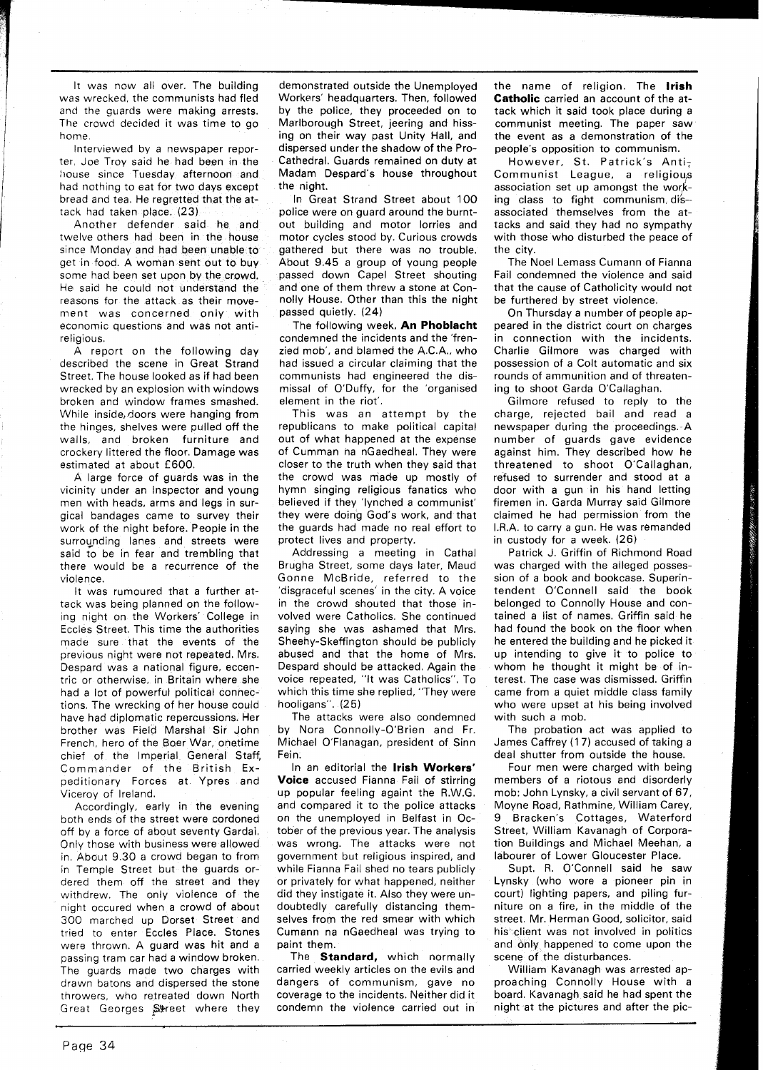It was now all over. The building was wrecked, the communists had fled and the guards were making arrests. The crowd decided it was time to go home.

Interviewed by a newspaper reporter, Joe Troy said he had been in the house since Tuesday afternoon and had nothing to eat for two days except bread and tea. He regretted that the attack had taken place. (23)

Another defender said he and twelve others had been in the house since Monday and had been unable to get in food. A woman sent out to buy some had been set upon by the crowd. He said he could not understand the reasons for the attack as their movement was concerned only with economic questions and was not anti-religious.

A report on the following day described the scene in Great Strand Street. The house looked as if had been wrecked by an explosion with windows broken and window frames smashed. While inside, doors were hanging from the hinges, shelves were pulled off the walls, and broken furniture and crockery littered the floor. Damage was estimated at about £600.

A large force of guards was in the vicinity under an Inspector and young men with heads, arms and legs in surgical bandages came to survey their work of the night before. People in the surrounding lanes and streets were said to be in fear and trembling that there would be a recurrence of the violence.

It was rumoured that a further attack was being planned on the following night on the Workers' College in Eccles Street. This time the authorities made sure that the events of the previous night were not repeated. Mrs. Despard was a national figure, eccentric or otherwise, in Britain where she had a lot of powerful political connections. The wrecking of her house could have had diplomatic repercussions. Her brother was Field Marshal Sir John French, hero of the Boer War, onetime chief of the Imperial General Staff, Commander of the British Expeditionary Forces at Ypres and Viceroy of Ireland.

Accordingly, early in the evening both ends of the street were cordoned off by a force of about seventy Gardai. Only those with business were allowed in. About 9.30 a crowd began to from in Temple Street but the guards ordered them off the street and they withdrew. The only violence of the night occured when a crowd of about 300 marched up Dorset Street and tried to enter Eccles Place. Stones were thrown. A guard was hit and a passing tram car had a window broken. The guards made two charges with drawn batons and dispersed the stone throwers, who retreated down North Great Georges Street where they demonstrated outside the Unemployed Workers' headquarters. Then, followed by the police, they proceeded on to Marlborough Street, jeering and hissing on their way past Unity Hall, and dispersed under the shadow of the Pro-Cathedral. Guards remained on duty at Madam Despard's house throughout the night.

In Great Strand Street about 100 police were on guard around the burnt-out building and motor lorries and motor cycles stood by. Curious crowds gathered but there was no trouble. About 9.45 a group of young people passed down Capel Street shouting and one of them threw a stone at Connolly House. Other than this the night passed quietly. (24)

The following week, **An Phoblacht** condemned the incidents and the 'frenzied mob', and blamed the A.C.A., who had issued a circular claiming that the communists had engineered the dismissal of O'Duffy, for the 'organised element in the riot'.

This was an attempt by the republicans to make political capital out of what happened at the expense of Cumman na nGaedheal. They were closer to the truth when they said that the crowd was made up mostly of hymn singing religious fanatics who believed if they 'lynched a communist' they were doing God's work, and that the guards had made no real effort to protect lives and property.

Addressing a meeting in Cathal Brugha Street, some days later, Maud Gonne McBride, referred to the 'disgraceful scenes' in the city. A voice in the crowd shouted that those involved were Catholics. She continued saying she was ashamed that Mrs. Sheehy-Skeffington should be publicly abused and that the home of Mrs. Despard should be attacked. Again the voice repeated, "It was Catholics". To which this time she replied, "They were hooligans". (25)

The attacks were also condemned by Nora Connolly-O'Brien and Fr. Michael O'Flanagan, president of Sinn Fein.

In an editorial the **Irish Workers' Voice** accused Fianna Fail of stirring up popular feeling againt the R.W.G. and compared it to the police attacks on the unemployed in Belfast in October of the previous year. The analysis was wrong. The attacks were not government but religious inspired, and while Fianna Fail shed no tears publicly or privately for what happened, neither did they instigate it. Also they were undoubtedly carefully distancing themselves from the red smear with which Cumann na nGaedheal was trying to paint them.

The **Standard,** which normally carried weekly articles on the evils and dangers of communism, gave no coverage to the incidents. Neither did it condemn the violence carried out in the name of religion. The **Irish Catholic** carried an account of the attack which it said took place during a communist meeting. The paper saw the event as a demonstration of the people's opposition to communism.

However, St. Patrick's Anti-Communist League, a religious association set up amongst the working class to fight communism, dis-associated themselves from the attacks and said they had no sympathy with those who disturbed the peace of the city.

The Noel Lemass Cumann of Fianna Fail condemned the violence and said that the cause of Catholicity would not be furthered by street violence.

On Thursday a number of people appeared in the district court on charges in connection with the incidents. Charlie Gilmore was charged with possession of a Colt automatic and six rounds of ammunition and of threatening to shoot Garda O'Callaghan.

Gilmore refused to reply to the charge, rejected bail and read a newspaper during the proceedings. A number of guards gave evidence against him. They described how he threatened to shoot O'Callaghan, refused to surrender and stood at a door with a gun in his hand letting firemen in. Garda Murray said Gilmore claimed he had permission from the I.R.A. to carry a gun. He was remanded in custody for a week. (26)

Patrick J. Griffin of Richmond Road was charged with the alleged possession of a book and bookcase. Superintendent O'Connell said the book belonged to Connolly House and contained a list of names. Griffin said he had found the book on the floor when he entered the building and he picked it up intending to give it to police to whom he thought it might be of interest. The case was dismissed. Griffin came from a quiet middle class family who were upset at his being involved with such a mob.

The probation act was applied to James Caffrey (17) accused of taking a deal shutter from outside the house.

Four men were charged with being members of a riotous and disorderly mob: John Lynsky, a civil servant of 67, Moyne Road, Rathmine, William Carey, 9 Bracken's Cottages, Waterford Street, William Kavanagh of Corporation Buildings and Michael Meehan, a labourer of Lower Gloucester Place.

Supt. R. O'Connell said he saw Lynsky (who wore a pioneer pin in court) lighting papers, and piling furniture on a fire, in the middle of the street. Mr. Herman Good, solicitor, said his client was not involved in politics and only happened to come upon the scene of the disturbances.

William Kavanagh was arrested approaching Connolly House with a board. Kavanagh said he had spent the night at the pictures and after the pic-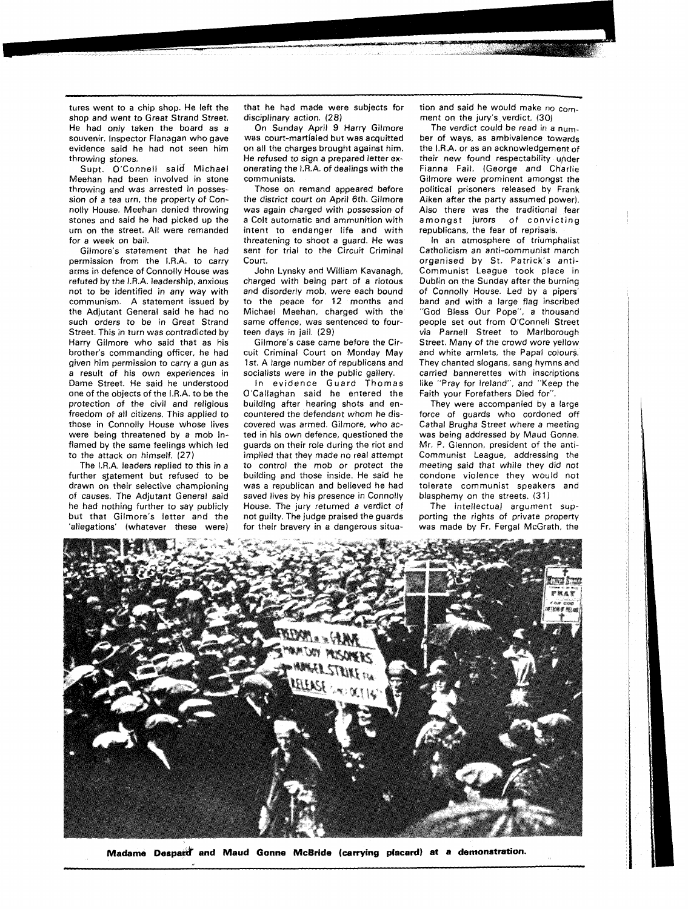tures went to a chip shop. He left the shop and went to Great Strand Street. He had only taken the board as a souvenir. Inspector Flanagan who gave evidence said he had not seen him throwing stones.

Supt. O'Connell said Michael Meehan had been involved in stone throwing and was arrested in possession of a tea urn, the property of Connolly House. Meehan denied throwing stones and said he had picked up the urn on the street. All were remanded for a week on bail.

Gilmore's statement that he had permission from the I.R.A. to carry arms in defence of Connolly House was refuted by the I.R.A. leadership, anxious not to be identified in any way with communism. A statement issued by the Adjutant General said he had no such orders to be in Great Strand Street. This in turn was contradicted by Harry Gilmore who said that as his brother's commanding officer, he had given him permission to carry a gun as a result of his own experiences in Dame Street. He said he understood one of the objects of the I.R.A. to be the protection of the civil and religious freedom of all citizens. This applied to those in Connolly House whose lives were being threatened by a mob inflamed by the same feelings which led to the attack on himself. (27)

The I.R.A. leaders replied to this in a further statement but refused to be drawn on their selective championing of causes. The Adjutant General said he had nothing further to say publicly but that Gilmore's letter and the 'allegations' (whatever these were) that he had made were subjects for disciplinary action. (28)

On Sunday April 9 Harry Gilmore was court-martialed but was acquitted on all the charges brought against him. He refused to sign a prepared letter exonerating the I.R.A. of dealings with the communists.

Those on remand appeared before the district court on April 6th. Gilmore was again charged with possession of a Colt automatic and ammunition with intent to endanger life and with threatening to shoot a guard. He was sent for trial to the Circuit Criminal Court.

John Lynsky and William Kavanagh, charged with being part of a riotous and disorderly mob, were each bound to the peace for 12 months and Michael Meehan, charged with the same offence, was sentenced to fourteen days in jail. (29)

Gilmore's case came before the Circuit Criminal Court on Monday May 1st. A large number of republicans and socialists were in the public gallery.

In evidence Guard Thomas O'Callaghan said he entered the building after hearing shots and encountered the defendant whom he discovered was armed. Gilmore, who acted in his own defence, questioned the guards on their role during the riot and implied that they made no real attempt to control the mob or protect the building and those inside. He said he was a republican and believed he had saved lives by his presence in Connolly House. The jury returned a verdict of not guilty. The judge praised the guards for their bravery in a dangerous situation and said he would make no comment on the jury's verdict. (30)

The verdict could be read in a number of ways, as ambivalence towards the I.R.A. or as an acknowledgement of their new found respectability under Fianna Fail. (George and Charlie Gilmore were prominent amongst the political prisoners released by Frank Aiken after the party assumed power). Also there was the traditional fear amongst jurors of convicting republicans, the fear of reprisals.

In an atmosphere of triumphalist Catholicism an anti-communist march organised by St. Patrick's anti-Communist League took place in Dublin on the Sunday after the burning of Connolly House. Led by a pipers' band and with a large flag inscribed "God Bless Our Pope", a thousand people set out from O'Connell Street via Parnell Street to Marlborough Street. Many of the crowd wore yellow and white armlets, the Papal colours. They chanted slogans, sang hymns and carried bannerettes with inscriptions like "Pray for Ireland", and "Keep the Faith your Forefathers Died for".

They were accompanied by a large force of guards who cordoned off Cathal Brugha Street where a meeting was being addressed by Maud Gonne. Mr. P. Glennon, president of the anti-Communist League, addressing the meeting said that while they did not condone violence they would not tolerate communist speakers and blasphemy on the streets. (31)

The intellectual argument supporting the rights of private property was made by Fr. Fergal McGrath, the

**Madame Despard and Maud Gonne McBride (carrying placard) at a demonstration.**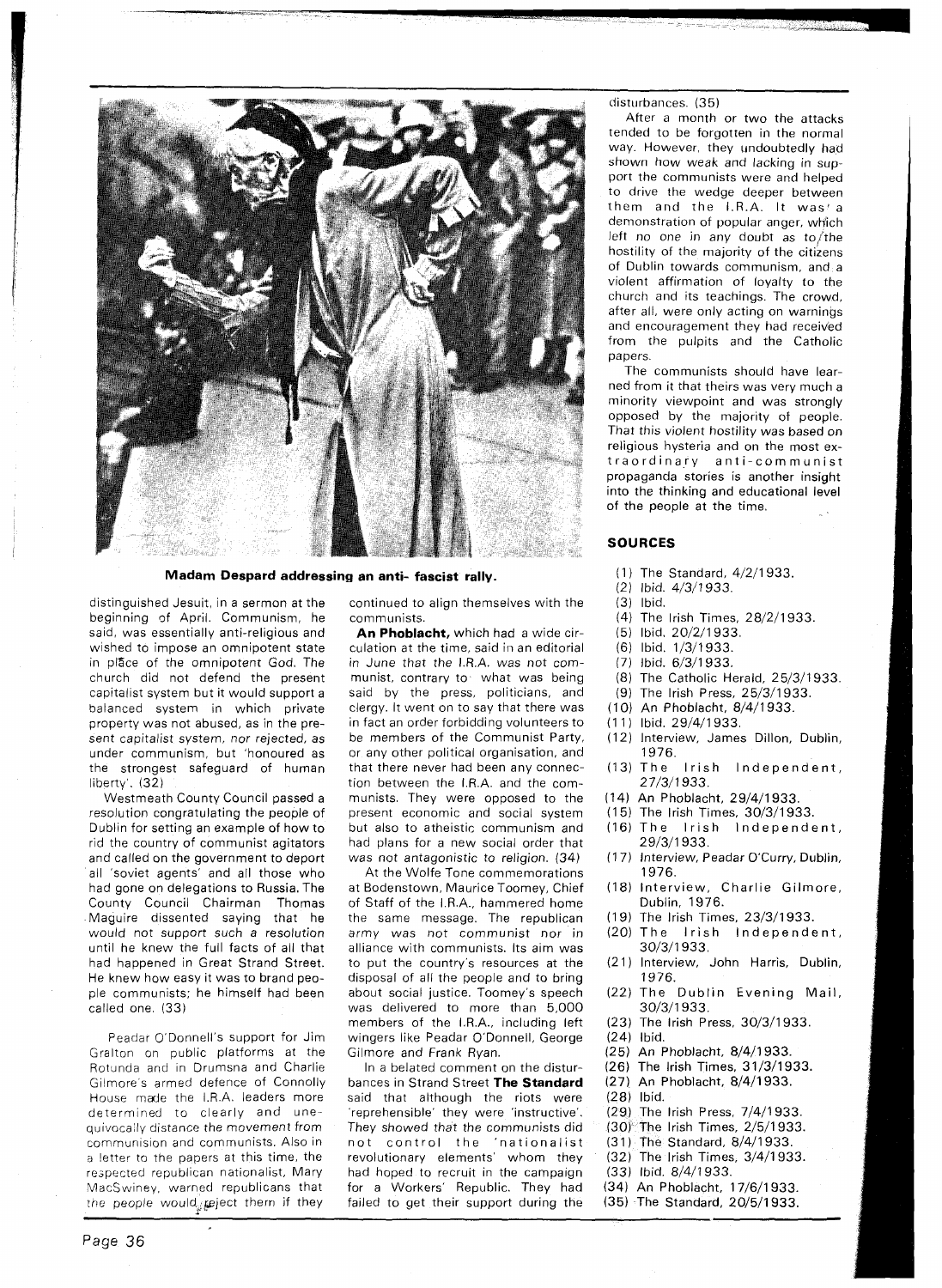**Madam Despard addressing an anti- fascist rally.**

distinguished Jesuit, in a sermon at the beginning of April. Communism, he said, was essentially anti-religious and wished to impose an omnipotent state in place of the omnipotent God. The church did not defend the present capitalist system but it would support a balanced system in which private property was not abused, as in the present capitalist system, nor rejected, as under communism, but 'honoured as the strongest safeguard of human liberty'. (32)

Westmeath County Council passed a resolution congratulating the people of Dublin for setting an example of how to rid the country of communist agitators and called on the government to deport all 'soviet agents' and all those who had gone on delegations to Russia. The County Council Chairman Thomas Maguire dissented saying that he would not support such a resolution until he knew the full facts of all that had happened in Great Strand Street. He knew how easy it was to brand people communists; he himself had been called one. (33)

Peadar O'Donnell's support for Jim Gralton on public platforms at the Rotunda and in Drumsna and Charlie Gilmore's armed defence of Connolly House made the I.R.A. leaders more determined to clearly and unequivocally distance the movement from communism and communists. Also in a letter to the papers at this time, the respected republican nationalist, Mary MacSwiney, warned republicans that the people would reject them if they continued to align themselves with the communists.

**An Phoblacht,** which had a wide circulation at the time, said in an editorial in June that the I.R.A. was not communist, contrary to what was being said by the press, politicians, and clergy. It went on to say that there was in fact an order forbidding volunteers to be members of the Communist Party, or any other political organisation, and that there never had been any connection between the I.R.A. and the communists. They were opposed to the present economic and social system but also to atheistic communism and had plans for a new social order that was not antagonistic to religion. (34)

At the Wolfe Tone commemorations at Bodenstown, Maurice Toomey, Chief of Staff of the I.R.A., hammered home the same message. The republican army was not communist nor in alliance with communists. Its aim was to put the country's resources at the disposal of all the people and to bring about social justice. Toomey's speech was delivered to more than 5,000 members of the I.R.A., including left wingers like Peadar O'Donnell, George Gilmore and Frank Ryan.

In a belated comment on the disturbances in Strand Street **The Standard** said that although the riots were 'reprehensible' they were 'instructive'. They showed that the communists did not control the 'nationalist revolutionary elements' whom they had hoped to recruit in the campaign for a Workers' Republic. They had failed to get their support during the disturbances. (35)

After a month or two the attacks tended to be forgotten in the normal way. However, they undoubtedly had shown how weak and lacking in support the communists were and helped to drive the wedge deeper between them and the I.R.A. It was a demonstration of popular anger, which left no one in any doubt as to the hostility of the majority of the citizens of Dublin towards communism, and a violent affirmation of loyalty to the church and its teachings. The crowd, after all, were only acting on warnings and encouragement they had received from the pulpits and the Catholic papers.

The communists should have learned from it that theirs was very much a minority viewpoint and was strongly opposed by the majority of people. That this violent hostility was based on religious hysteria and on the most extraordinary anti-communist propaganda stories is another insight into the thinking and educational level of the people at the time.

## SOURCES

(1) The Standard, 4/2/1933.
(2) Ibid. 4/3/1933.
(3) Ibid.
(4) The Irish Times, 28/2/1933.
(5) Ibid. 20/2/1933.
(6) Ibid. 1/3/1933.
(7) Ibid. 6/3/1933.
(8) The Catholic Herald, 25/3/1933.
(9) The Irish Press, 25/3/1933.
(10) An Phoblacht, 8/4/1933.
(11) Ibid. 29/4/1933.
(12) Interview, James Dillon, Dublin, 1976.
(13) The Irish Independent, 27/3/1933.
(14) An Phoblacht, 29/4/1933.
(15) The Irish Times, 30/3/1933.
(16) The Irish Independent, 29/3/1933.
(17) Interview, Peadar O'Curry, Dublin, 1976.
(18) Interview, Charlie Gilmore, Dublin, 1976.
(19) The Irish Times, 23/3/1933.
(20) The Irish Independent, 30/3/1933.
(21) Interview, John Harris, Dublin, 1976.
(22) The Dublin Evening Mail, 30/3/1933.
(23) The Irish Press, 30/3/1933.
(24) Ibid.
(25) An Phoblacht, 8/4/1933.
(26) The Irish Times, 31/3/1933.
(27) An Phoblacht, 8/4/1933.
(28) Ibid.
(29) The Irish Press, 7/4/1933.
(30) The Irish Times, 2/5/1933.
(31) The Standard, 8/4/1933.
(32) The Irish Times, 3/4/1933.
(33) Ibid. 8/4/1933.
(34) An Phoblacht, 17/6/1933.
(35) The Standard, 20/5/1933.